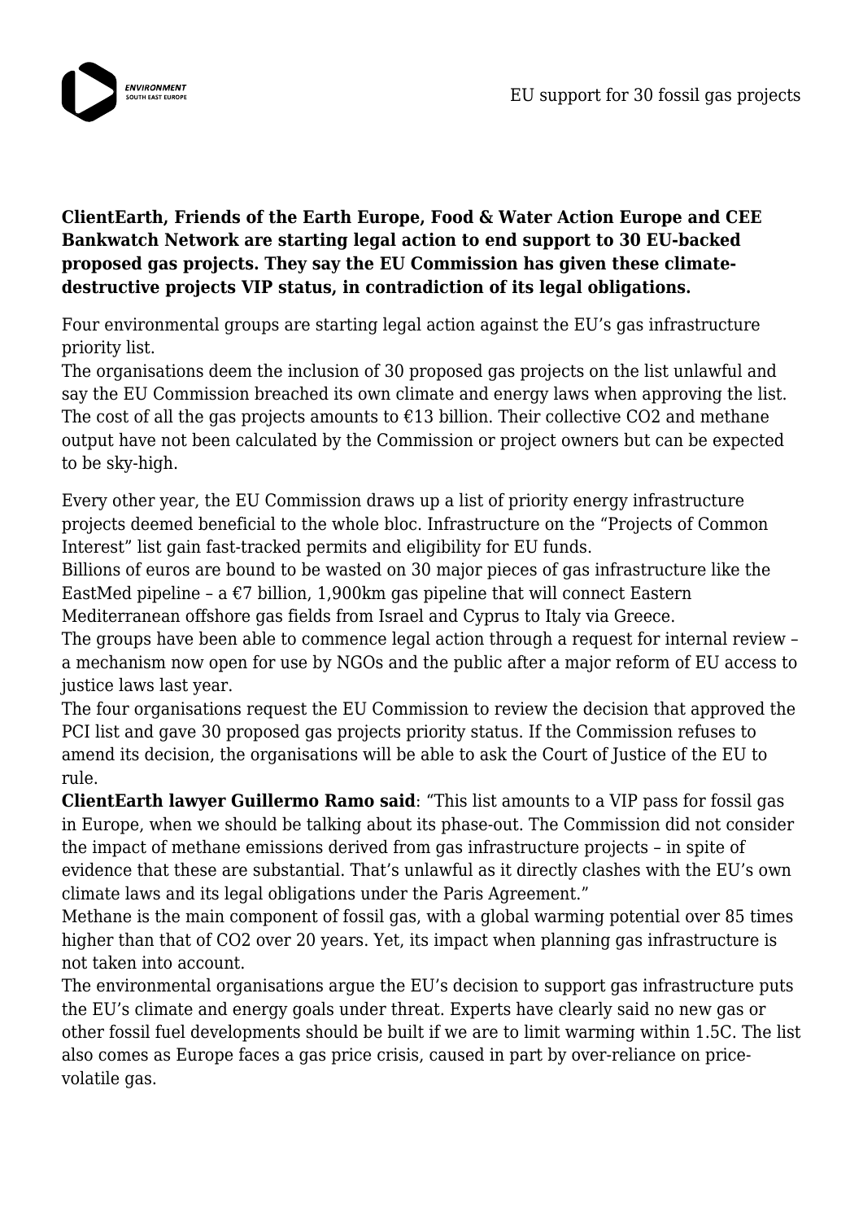**ClientEarth, Friends of the Earth Europe, Food & Water Action Europe and CEE Bankwatch Network are starting legal action to end support to 30 EU-backed proposed gas projects. They say the EU Commission has given these climate-destructive projects VIP status, in contradiction of its legal obligations.**

Four environmental groups are starting legal action against the EU's gas infrastructure priority list.
The organisations deem the inclusion of 30 proposed gas projects on the list unlawful and say the EU Commission breached its own climate and energy laws when approving the list. The cost of all the gas projects amounts to €13 billion. Their collective $CO_2$ and methane output have not been calculated by the Commission or project owners but can be expected to be sky-high.

Every other year, the EU Commission draws up a list of priority energy infrastructure projects deemed beneficial to the whole bloc. Infrastructure on the "Projects of Common Interest" list gain fast-tracked permits and eligibility for EU funds.
Billions of euros are bound to be wasted on 30 major pieces of gas infrastructure like the EastMed pipeline – a €7 billion, 1,900km gas pipeline that will connect Eastern Mediterranean offshore gas fields from Israel and Cyprus to Italy via Greece.
The groups have been able to commence legal action through a request for internal review – a mechanism now open for use by NGOs and the public after a major reform of EU access to justice laws last year.
The four organisations request the EU Commission to review the decision that approved the PCI list and gave 30 proposed gas projects priority status. If the Commission refuses to amend its decision, the organisations will be able to ask the Court of Justice of the EU to rule.
**ClientEarth lawyer Guillermo Ramo said**: "This list amounts to a VIP pass for fossil gas in Europe, when we should be talking about its phase-out. The Commission did not consider the impact of methane emissions derived from gas infrastructure projects – in spite of evidence that these are substantial. That's unlawful as it directly clashes with the EU's own climate laws and its legal obligations under the Paris Agreement."
Methane is the main component of fossil gas, with a global warming potential over 85 times higher than that of $CO_2$ over 20 years. Yet, its impact when planning gas infrastructure is not taken into account.
The environmental organisations argue the EU's decision to support gas infrastructure puts the EU's climate and energy goals under threat. Experts have clearly said no new gas or other fossil fuel developments should be built if we are to limit warming within 1.5C. The list also comes as Europe faces a gas price crisis, caused in part by over-reliance on price-volatile gas.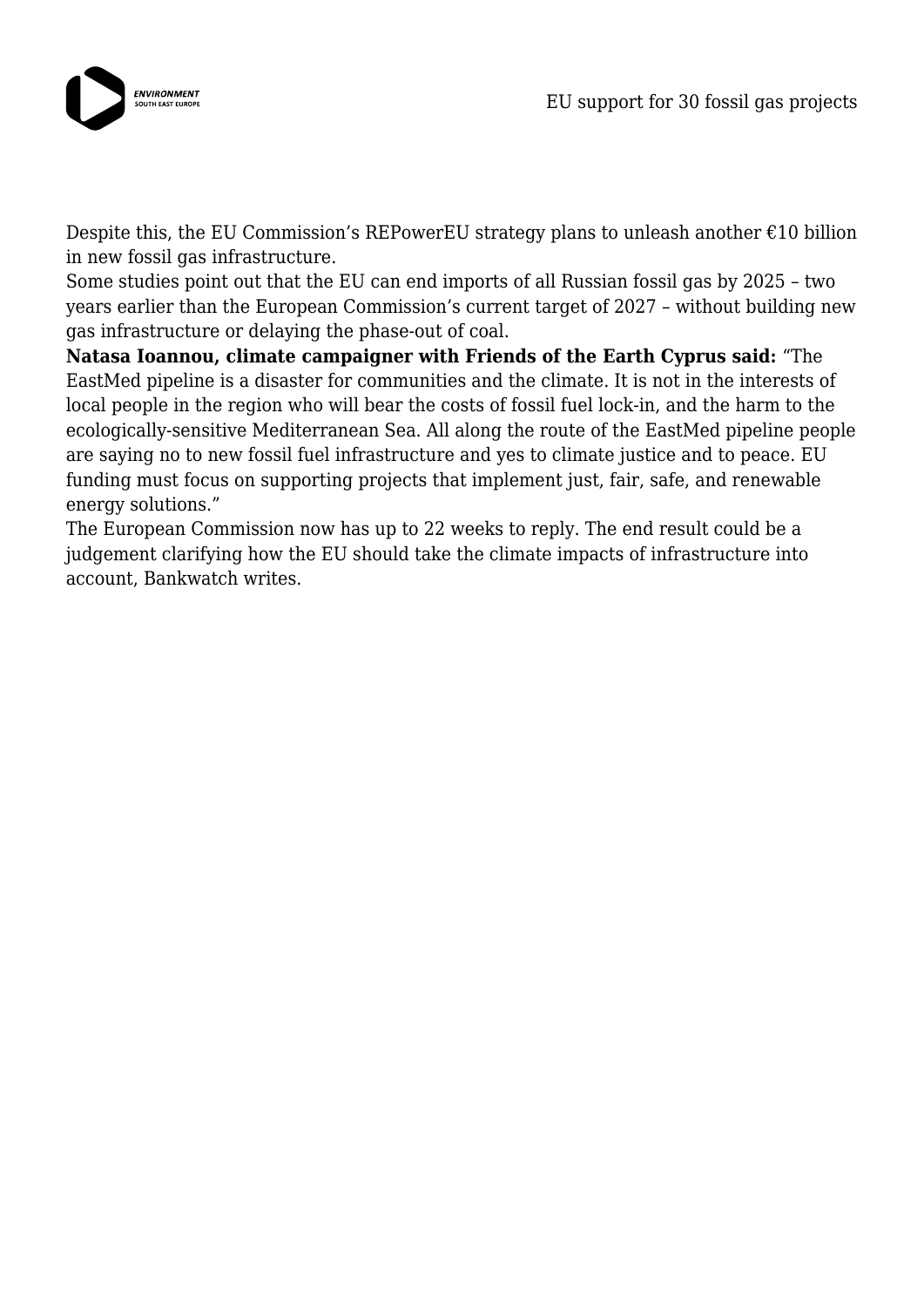Despite this, the EU Commission's REPowerEU strategy plans to unleash another €10 billion in new fossil gas infrastructure.

Some studies point out that the EU can end imports of all Russian fossil gas by 2025 – two years earlier than the European Commission's current target of 2027 – without building new gas infrastructure or delaying the phase-out of coal.

**Natasa Ioannou, climate campaigner with Friends of the Earth Cyprus said:** "The EastMed pipeline is a disaster for communities and the climate. It is not in the interests of local people in the region who will bear the costs of fossil fuel lock-in, and the harm to the ecologically-sensitive Mediterranean Sea. All along the route of the EastMed pipeline people are saying no to new fossil fuel infrastructure and yes to climate justice and to peace. EU funding must focus on supporting projects that implement just, fair, safe, and renewable energy solutions."

The European Commission now has up to 22 weeks to reply. The end result could be a judgement clarifying how the EU should take the climate impacts of infrastructure into account, Bankwatch writes.